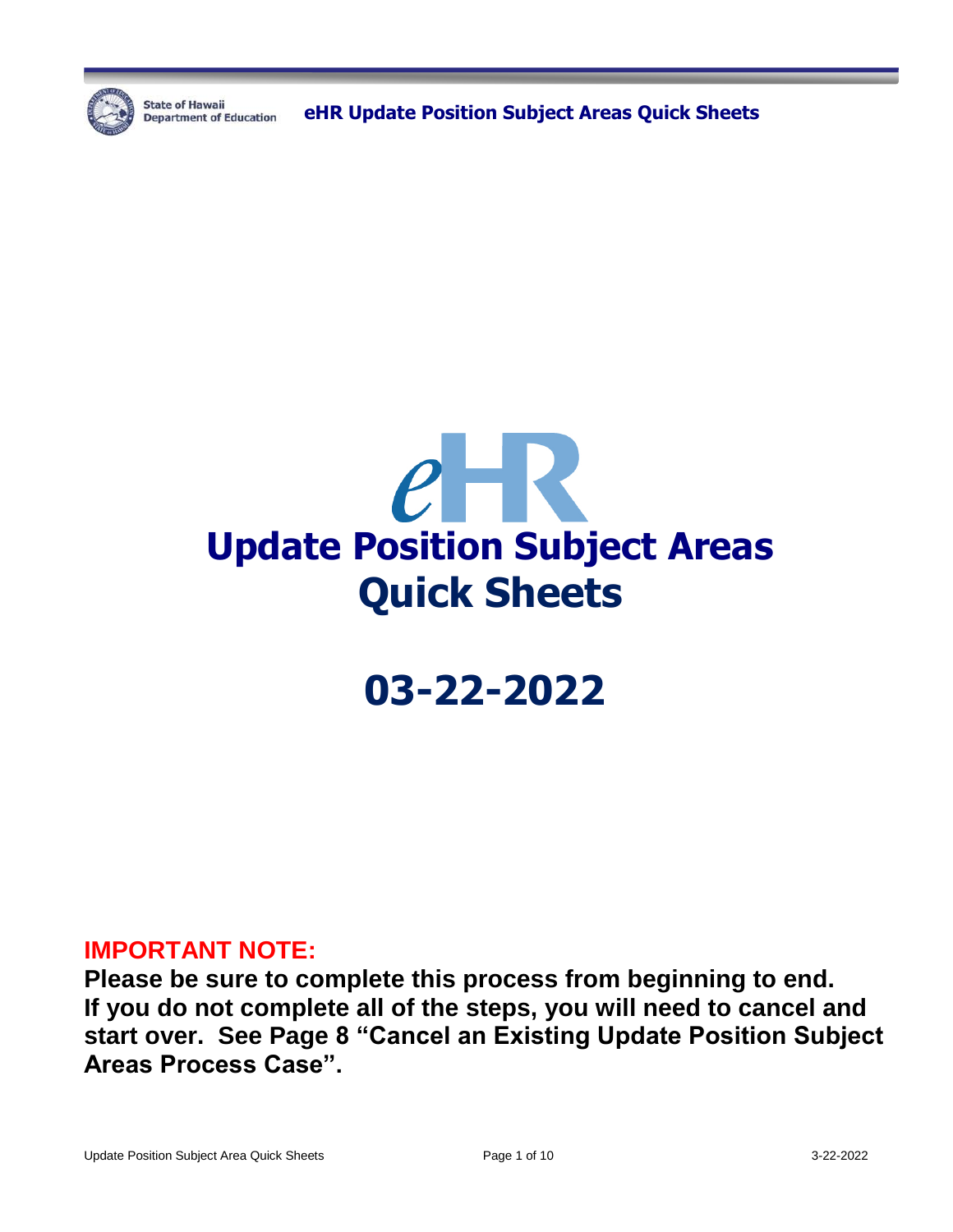# eHR

# Update Position Subject Areas Quick Sheets

# 03-22-2022

**IMPORTANT NOTE:**

**Please be sure to complete this process from beginning to end. If you do not complete all of the steps, you will need to cancel and start over. See Page 8 "Cancel an Existing Update Position Subject Areas Process Case".**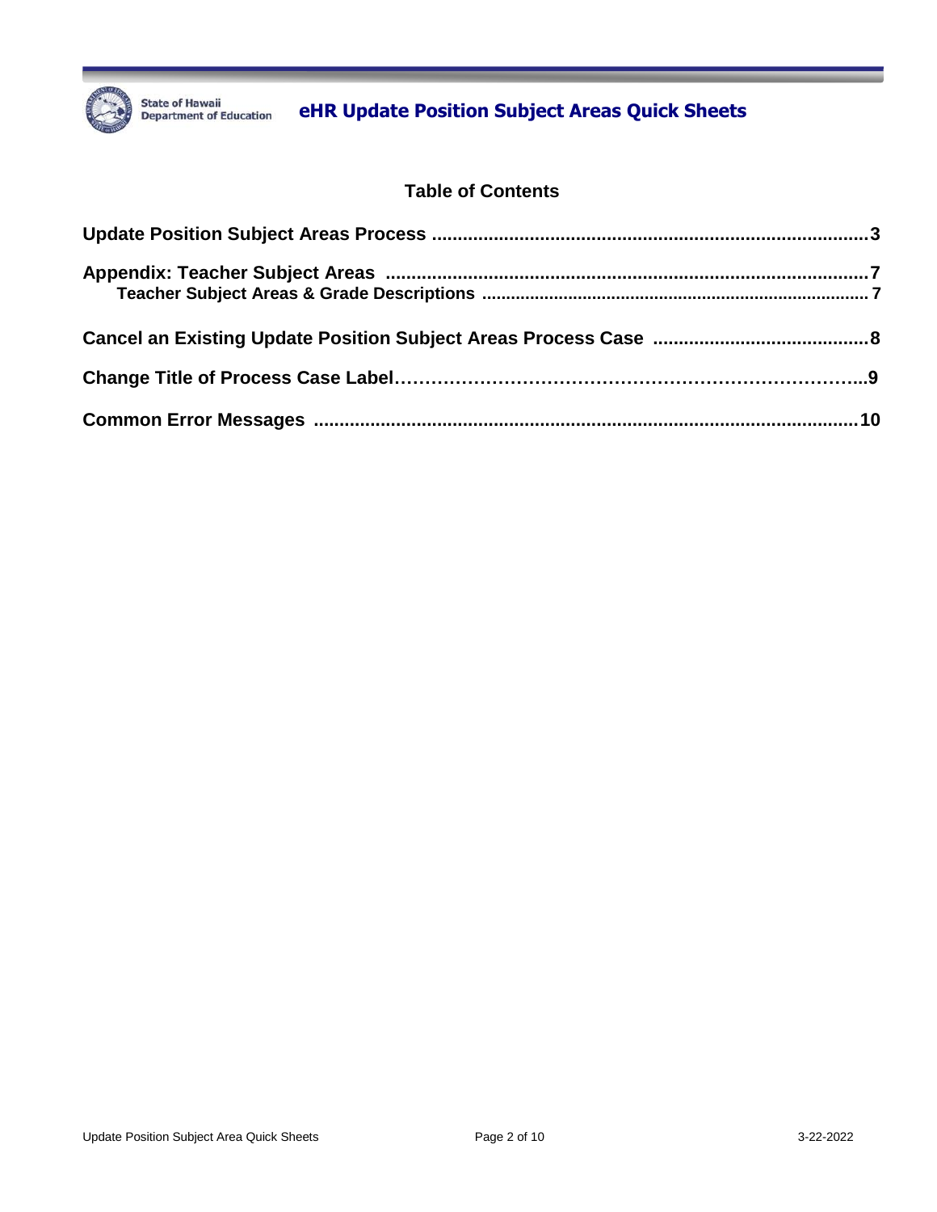## Table of Contents

**Update Position Subject Areas Process** ...................................................................................... **3**

**Appendix: Teacher Subject Areas** ................................................................................................ **7**

- **Teacher Subject Areas & Grade Descriptions** .............................................................................. **7**

**Cancel an Existing Update Position Subject Areas Process Case** ......................................... **8**

**Change Title of Process Case Label**………………………………………………………………...**9**

**Common Error Messages** ........................................................................................................... **10**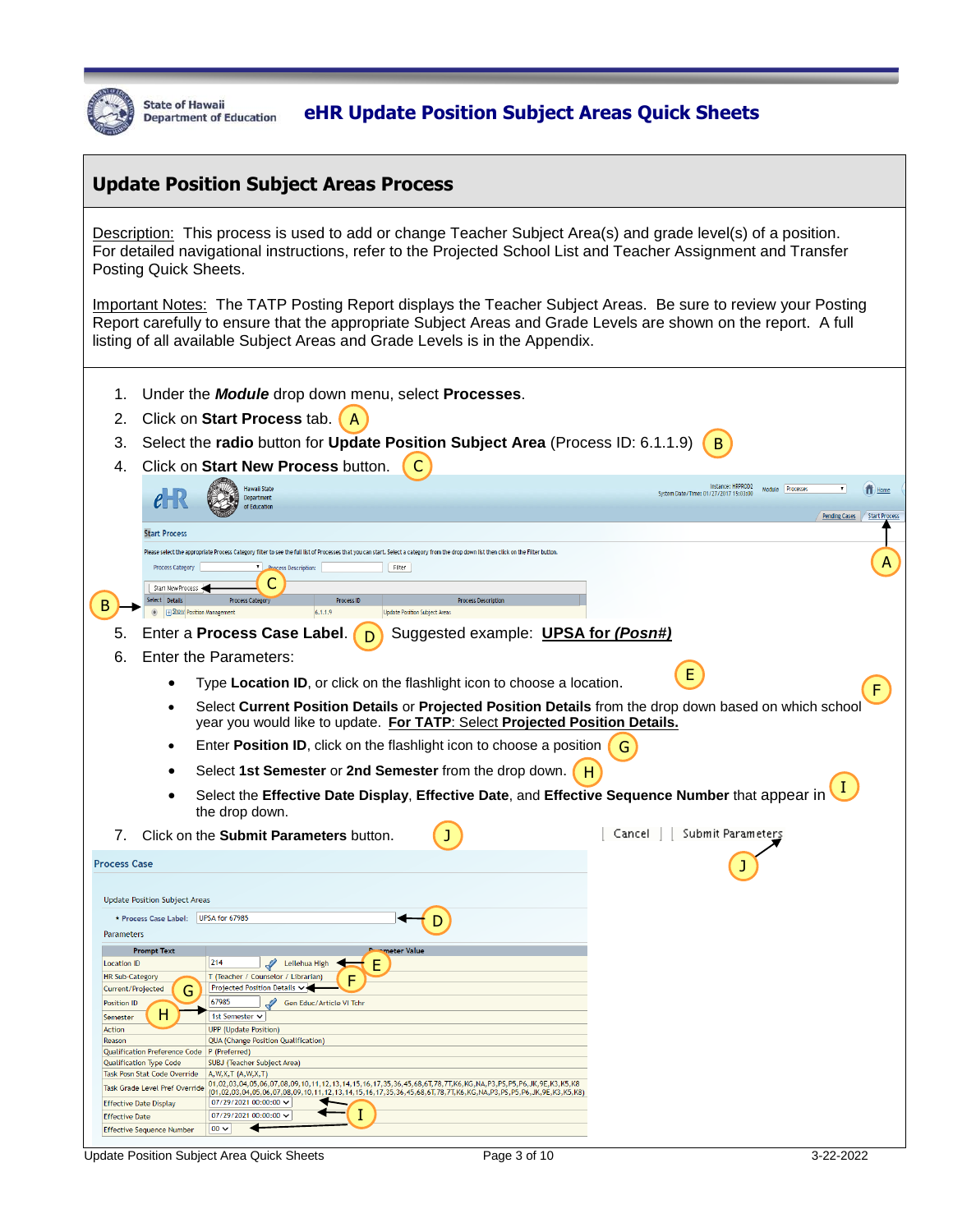## Update Position Subject Areas Process

Description: This process is used to add or change Teacher Subject Area(s) and grade level(s) of a position. For detailed navigational instructions, refer to the Projected School List and Teacher Assignment and Transfer Posting Quick Sheets.

Important Notes: The TATP Posting Report displays the Teacher Subject Areas. Be sure to review your Posting Report carefully to ensure that the appropriate Subject Areas and Grade Levels are shown on the report. A full listing of all available Subject Areas and Grade Levels is in the Appendix.

1. Under the ***Module*** drop down menu, select **Processes**.
2. Click on **Start Process** tab. (A)
3. Select the **radio** button for **Update Position Subject Area** (Process ID: 6.1.1.9) (B)
4. Click on **Start New Process** button. (C)
5. Enter a **Process Case Label**. (D) Suggested example: **UPSA for *(Posn#)***
6. Enter the Parameters:
   - Type **Location ID**, or click on the flashlight icon to choose a location. (E)
   - Select **Current Position Details** or **Projected Position Details** from the drop down based on which school year you would like to update. **For TATP: Select Projected Position Details.** (F)
   - Enter **Position ID**, click on the flashlight icon to choose a position (G)
   - Select **1st Semester** or **2nd Semester** from the drop down. (H)
   - Select the **Effective Date Display**, **Effective Date**, and **Effective Sequence Number** that appear in the drop down. (I)
7. Click on the **Submit Parameters** button. (J)

Process Case

Update Position Subject Areas

\* Process Case Label: UPSA for 67985

Parameters

| Prompt Text | Parameter Value |
|---|---|
| Location ID | 214 Leilehua High |
| HR Sub-Category | T (Teacher / Counselor / Librarian) |
| Current/Projected | Projected Position Details |
| Position ID | 67985 Gen Educ/Article VI Tchr |
| Semester | 1st Semester |
| Action | UPP (Update Position) |
| Reason | QUA (Change Position Qualification) |
| Qualification Preference Code | P (Preferred) |
| Qualification Type Code | SUBJ (Teacher Subject Area) |
| Task Posn Stat Code Override | A,W,X,T (A,W,X,T) |
| Task Grade Level Pref Override | 01,02,03,04,05,06,07,08,09,10,11,12,13,14,15,16,17,35,36,45,68,6T,78,7T,K6,KG,NA,P3,PS,P5,P6,JK,9E,K3,K5,K8 (01,02,03,04,05,06,07,08,09,10,11,12,13,14,15,16,17,35,36,45,68,6T,78,7T,K6,KG,NA,P3,PS,P5,P6,JK,9E,K3,K5,K8) |
| Effective Date Display | 07/29/2021 00:00:00 |
| Effective Date | 07/29/2021 00:00:00 |
| Effective Sequence Number | 00 |

Cancel | Submit Parameters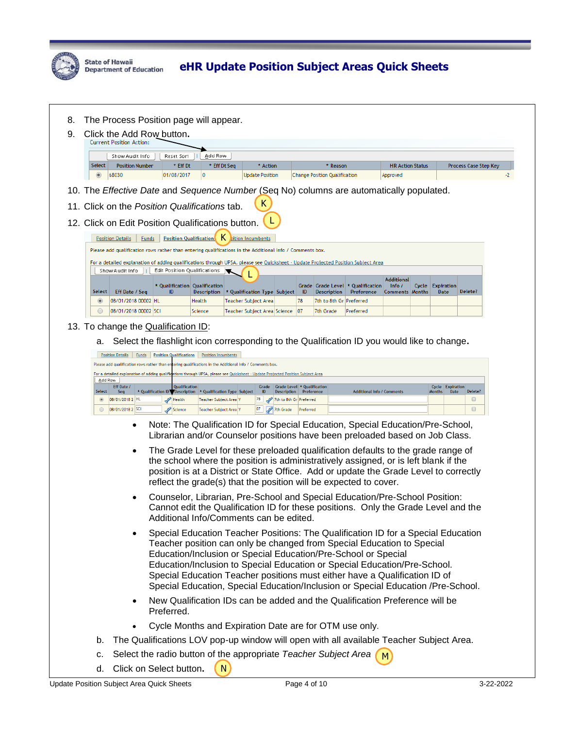8. The Process Position page will appear.
9. Click the Add Row button.

Current Position Action:

Show Audit Info | Reset Sort | Add Row

| Select | Position Number | * Eff Dt | * Eff Dt Seq | * Action | * Reason | HR Action Status | Process Case Step Key |
|---|---|---|---|---|---|---|---|
| ◉ | 68030 | 01/08/2017 | 0 | Update Position | Change Position Qualification | Approved | -2 |

10. The *Effective Date* and *Sequence Number* (Seq No) columns are automatically populated.
11. Click on the *Position Qualifications* tab. K
12. Click on Edit Position Qualifications button. L

Position Details | Funds | Position Qualifications K | Position Incumbents

Please add qualification rows rather than entering qualifications in the Additional Info / Comments box.

For a detailed explanation of adding qualifications through UPSA, please see Quicksheet - Update Projected Position Subject Area

Show Audit Info | Edit Position Qualifications L

| Select | Eff Date / Seq | * Qualification ID | Qualification Description | * Qualification Type | Subject | Grade ID | Grade Level Description | * Qualification Preference | Additional Info / Comments | Cycle Months | Expiration Date | Delete? |
|---|---|---|---|---|---|---|---|---|---|---|---|---|
| ◉ | 08/01/2018 00002 | HL | Health | Teacher Subject Area | | 78 | 7th to 8th Gr | Preferred | | | | |
| ○ | 08/01/2018 00002 | SCI | Science | Teacher Subject Area | Science | 07 | 7th Grade | Preferred | | | | |

13. To change the Qualification ID:
    a. Select the flashlight icon corresponding to the Qualification ID you would like to change.

Position Details | Funds | Position Qualifications | Position Incumbents

Please add qualification rows rather than entering qualifications in the Additional Info / Comments box.

For a detailed explanation of adding qualifications through UPSA, please see Quicksheet - Update Projected Position Subject Area

Add Row

| Select | Eff Date / Seq | * Qualification ID | Qualification Description | * Qualification Type | Subject | Grade ID | Grade Level Description | * Qualification Preference | Additional Info / Comments | Cycle Months | Expiration Date | Delete? |
|---|---|---|---|---|---|---|---|---|---|---|---|---|
| ◉ | 08/01/2018 2 | HL | Health | Teacher Subject Area | Y | 78 | 7th to 8th Gr | Preferred | | | | ☐ |
| ○ | 08/01/2018 2 | SCI | Science | Teacher Subject Area | Y | 07 | 7th Grade | Preferred | | | | ☐ |

- Note: The Qualification ID for Special Education, Special Education/Pre-School, Librarian and/or Counselor positions have been preloaded based on Job Class.
- The Grade Level for these preloaded qualification defaults to the grade range of the school where the position is administratively assigned, or is left blank if the position is at a District or State Office. Add or update the Grade Level to correctly reflect the grade(s) that the position will be expected to cover.
- Counselor, Librarian, Pre-School and Special Education/Pre-School Position: Cannot edit the Qualification ID for these positions. Only the Grade Level and the Additional Info/Comments can be edited.
- Special Education Teacher Positions: The Qualification ID for a Special Education Teacher position can only be changed from Special Education to Special Education/Inclusion or Special Education/Pre-School or Special Education/Inclusion to Special Education or Special Education/Pre-School. Special Education Teacher positions must either have a Qualification ID of Special Education, Special Education/Inclusion or Special Education /Pre-School.
- New Qualification IDs can be added and the Qualification Preference will be Preferred.
- Cycle Months and Expiration Date are for OTM use only.

    b. The Qualifications LOV pop-up window will open with all available Teacher Subject Area.
    c. Select the radio button of the appropriate *Teacher Subject Area* M
    d. Click on Select button. N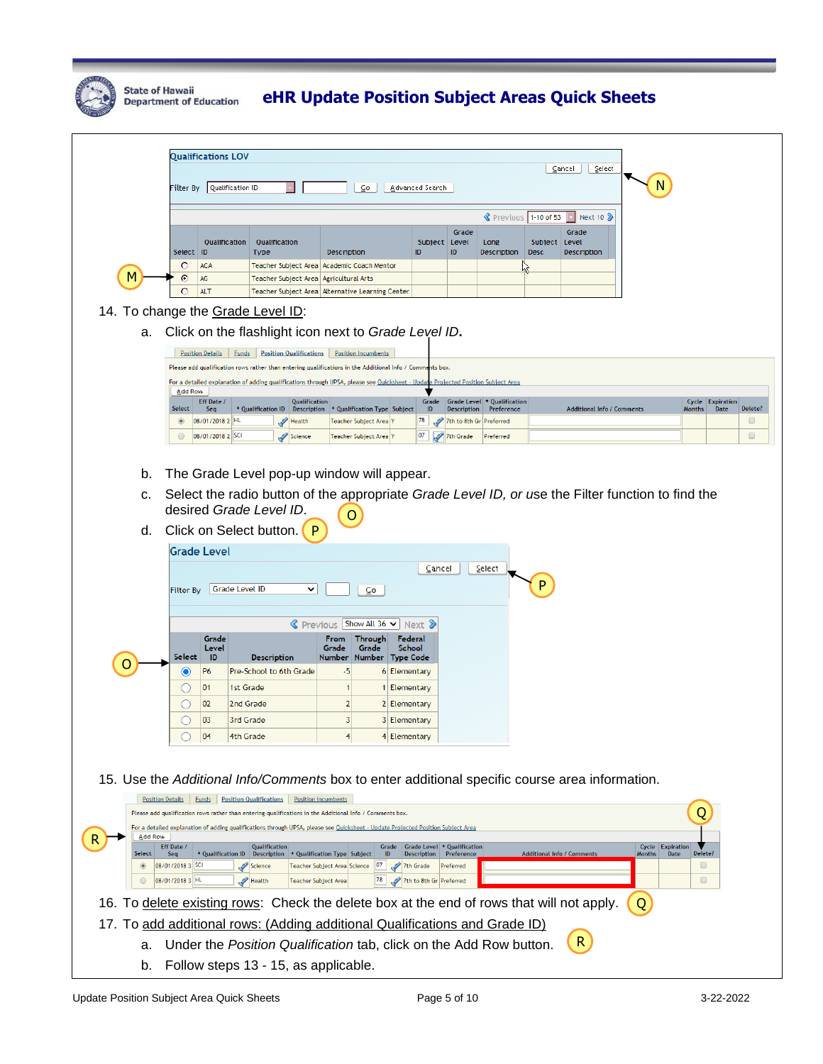14. To change the Grade Level ID:

    a. Click on the flashlight icon next to *Grade Level ID*.

    b. The Grade Level pop-up window will appear.

    c. Select the radio button of the appropriate *Grade Level ID, or u*se the Filter function to find the desired *Grade Level ID*. (O)

    d. Click on Select button. (P)

15. Use the *Additional Info/Comments* box to enter additional specific course area information.

16. To delete existing rows: Check the delete box at the end of rows that will not apply. (Q)

17. To add additional rows: (Adding additional Qualifications and Grade ID)

    a. Under the *Position Qualification* tab, click on the Add Row button. (R)

    b. Follow steps 13 - 15, as applicable.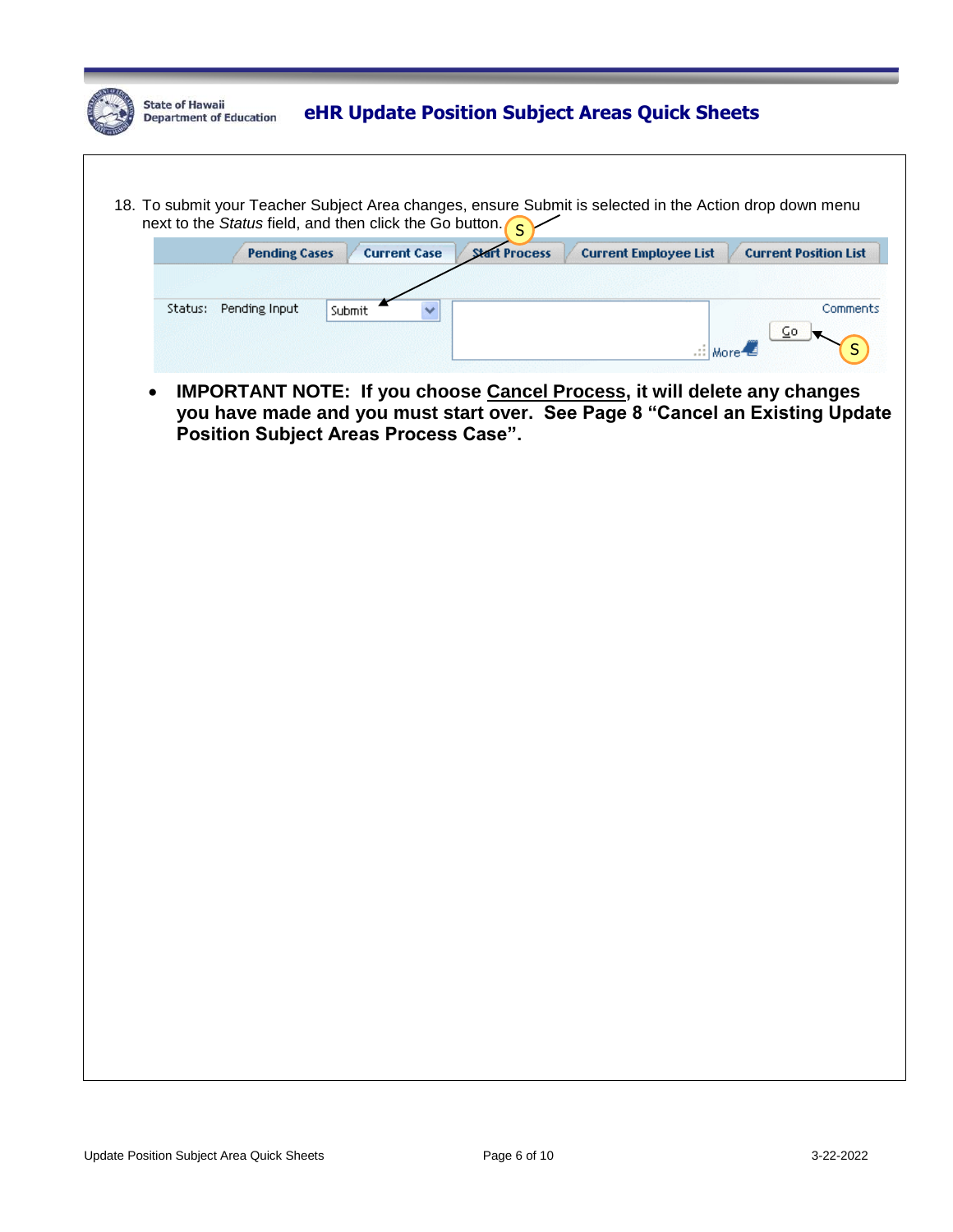18. To submit your Teacher Subject Area changes, ensure Submit is selected in the Action drop down menu next to the *Status* field, and then click the Go button.

- **IMPORTANT NOTE: If you choose <u>Cancel Process</u>, it will delete any changes you have made and you must start over. See Page 8 "Cancel an Existing Update Position Subject Areas Process Case".**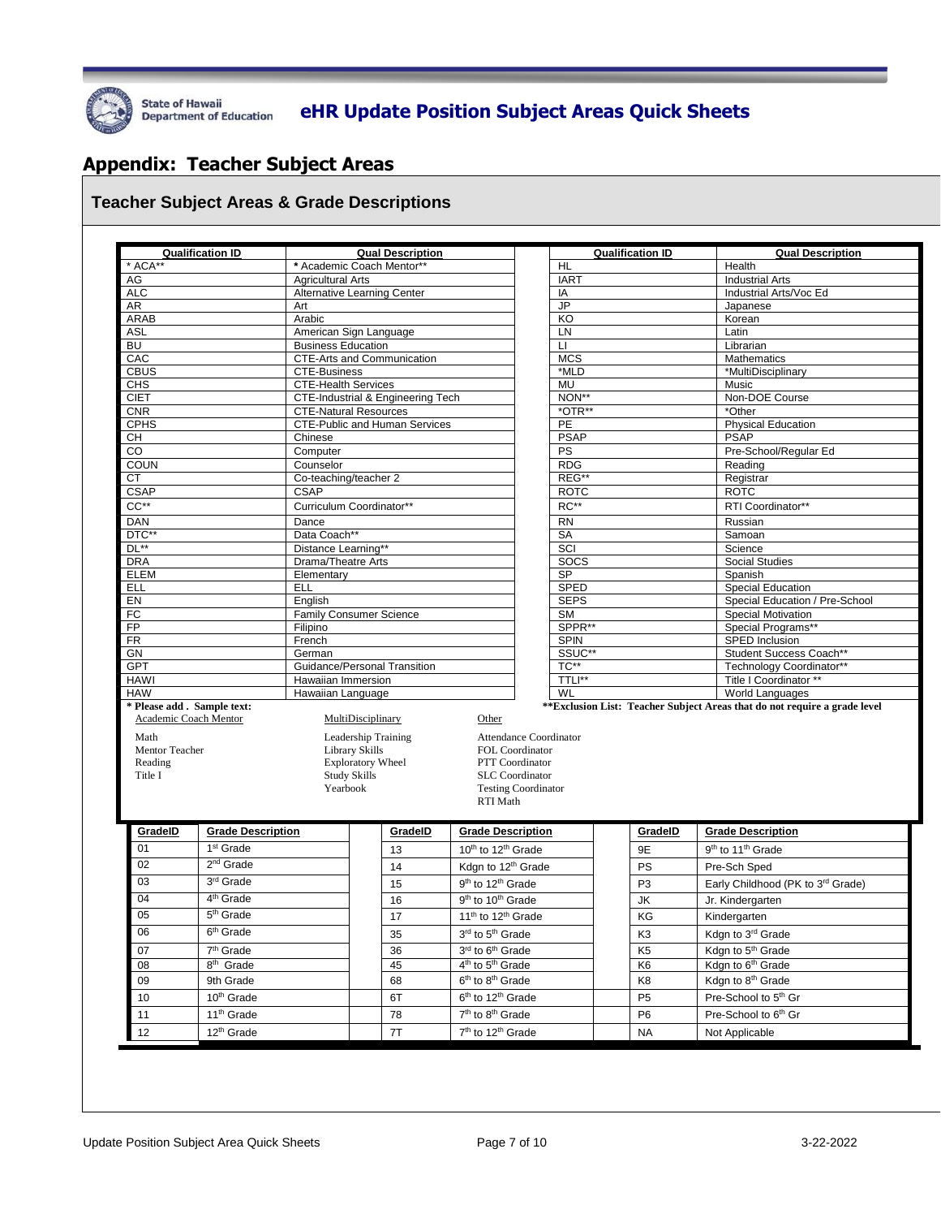## Appendix: Teacher Subject Areas

### Teacher Subject Areas & Grade Descriptions

| Qualification ID | Qual Description | Qualification ID | Qual Description |
|---|---|---|---|
| * ACA** | * Academic Coach Mentor** | HL | Health |
| AG | Agricultural Arts | IART | Industrial Arts |
| ALC | Alternative Learning Center | IA | Industrial Arts/Voc Ed |
| AR | Art | JP | Japanese |
| ARAB | Arabic | KO | Korean |
| ASL | American Sign Language | LN | Latin |
| BU | Business Education | LI | Librarian |
| CAC | CTE-Arts and Communication | MCS | Mathematics |
| CBUS | CTE-Business | *MLD | *MultiDisciplinary |
| CHS | CTE-Health Services | MU | Music |
| CIET | CTE-Industrial & Engineering Tech | NON** | Non-DOE Course |
| CNR | CTE-Natural Resources | *OTR** | *Other |
| CPHS | CTE-Public and Human Services | PE | Physical Education |
| CH | Chinese | PSAP | PSAP |
| CO | Computer | PS | Pre-School/Regular Ed |
| COUN | Counselor | RDG | Reading |
| CT | Co-teaching/teacher 2 | REG** | Registrar |
| CSAP | CSAP | ROTC | ROTC |
| CC** | Curriculum Coordinator** | RC** | RTI Coordinator** |
| DAN | Dance | RN | Russian |
| DTC** | Data Coach** | SA | Samoan |
| DL** | Distance Learning** | SCI | Science |
| DRA | Drama/Theatre Arts | SOCS | Social Studies |
| ELEM | Elementary | SP | Spanish |
| ELL | ELL | SPED | Special Education |
| EN | English | SEPS | Special Education / Pre-School |
| FC | Family Consumer Science | SM | Special Motivation |
| FP | Filipino | SPPR** | Special Programs** |
| FR | French | SPIN | SPED Inclusion |
| GN | German | SSUC** | Student Success Coach** |
| GPT | Guidance/Personal Transition | TC** | Technology Coordinator** |
| HAWI | Hawaiian Immersion | TTLI** | Title I Coordinator ** |
| HAW | Hawaiian Language | WL | World Languages |

**\* Please add . Sample text:**

**\*\*Exclusion List: Teacher Subject Areas that do not require a grade level**

| Academic Coach Mentor | MultiDisciplinary | Other |
|---|---|---|
| Math | Leadership Training | Attendance Coordinator |
| Mentor Teacher | Library Skills | FOL Coordinator |
| Reading | Exploratory Wheel | PTT Coordinator |
| Title I | Study Skills | SLC Coordinator |
| | Yearbook | Testing Coordinator |
| | | RTI Math |

| GradeID | Grade Description | GradeID | Grade Description | GradeID | Grade Description |
|---|---|---|---|---|---|
| 01 | 1st Grade | 13 | 10th to 12th Grade | 9E | 9th to 11th Grade |
| 02 | 2nd Grade | 14 | Kdgn to 12th Grade | PS | Pre-Sch Sped |
| 03 | 3rd Grade | 15 | 9th to 12th Grade | P3 | Early Childhood (PK to 3rd Grade) |
| 04 | 4th Grade | 16 | 9th to 10th Grade | JK | Jr. Kindergarten |
| 05 | 5th Grade | 17 | 11th to 12th Grade | KG | Kindergarten |
| 06 | 6th Grade | 35 | 3rd to 5th Grade | K3 | Kdgn to 3rd Grade |
| 07 | 7th Grade | 36 | 3rd to 6th Grade | K5 | Kdgn to 5th Grade |
| 08 | 8th Grade | 45 | 4th to 5th Grade | K6 | Kdgn to 6th Grade |
| 09 | 9th Grade | 68 | 6th to 8th Grade | K8 | Kdgn to 8th Grade |
| 10 | 10th Grade | 6T | 6th to 12th Grade | P5 | Pre-School to 5th Gr |
| 11 | 11th Grade | 78 | 7th to 8th Grade | P6 | Pre-School to 6th Gr |
| 12 | 12th Grade | 7T | 7th to 12th Grade | NA | Not Applicable |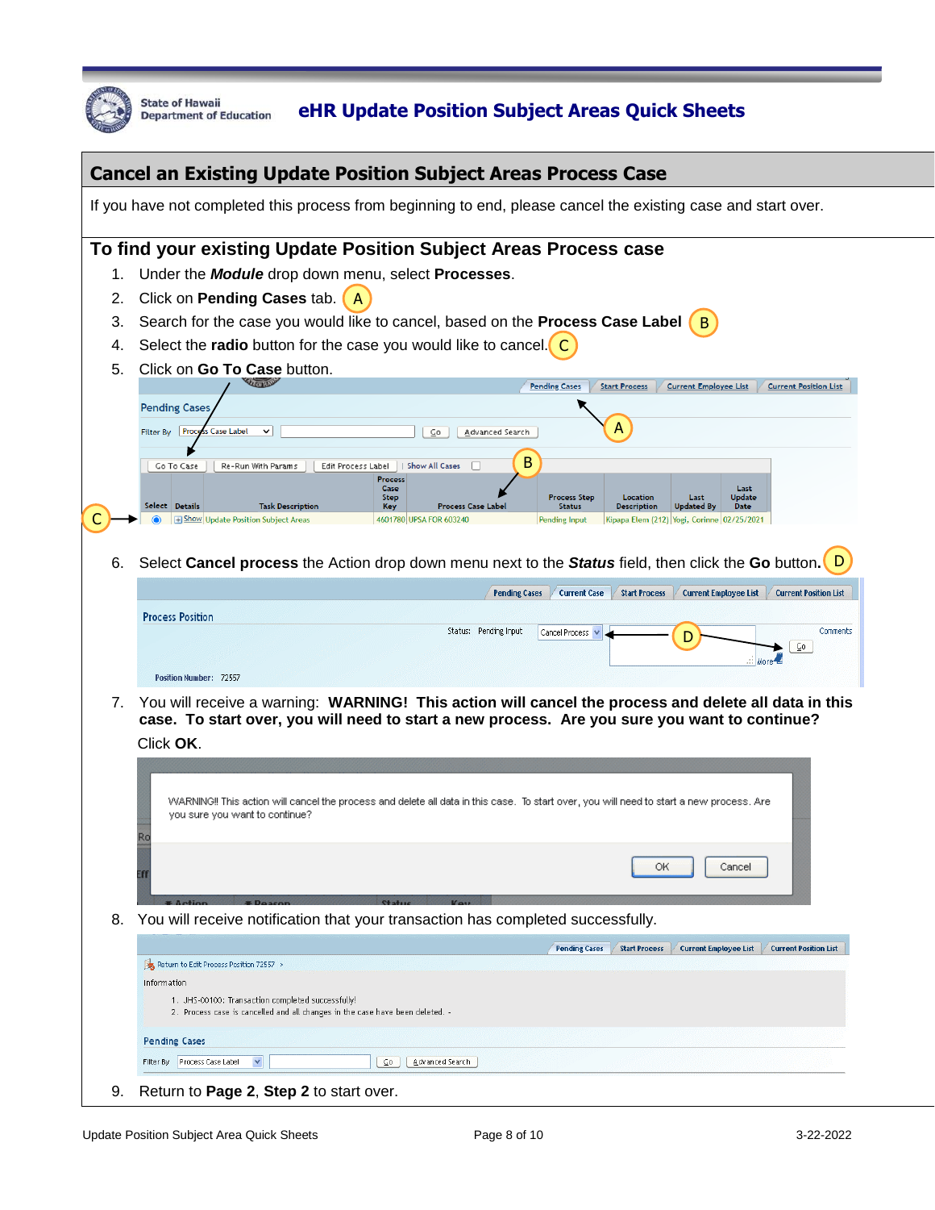## Cancel an Existing Update Position Subject Areas Process Case

If you have not completed this process from beginning to end, please cancel the existing case and start over.

### To find your existing Update Position Subject Areas Process case

1. Under the ***Module*** drop down menu, select **Processes**.
2. Click on **Pending Cases** tab. (A)
3. Search for the case you would like to cancel, based on the **Process Case Label** (B)
4. Select the **radio** button for the case you would like to cancel. (C)
5. Click on **Go To Case** button.
6. Select **Cancel process** the Action drop down menu next to the ***Status*** field, then click the **Go** button. (D)
7. You will receive a warning: **WARNING! This action will cancel the process and delete all data in this case. To start over, you will need to start a new process. Are you sure you want to continue?** Click **OK**.
8. You will receive notification that your transaction has completed successfully.
9. Return to **Page 2**, **Step 2** to start over.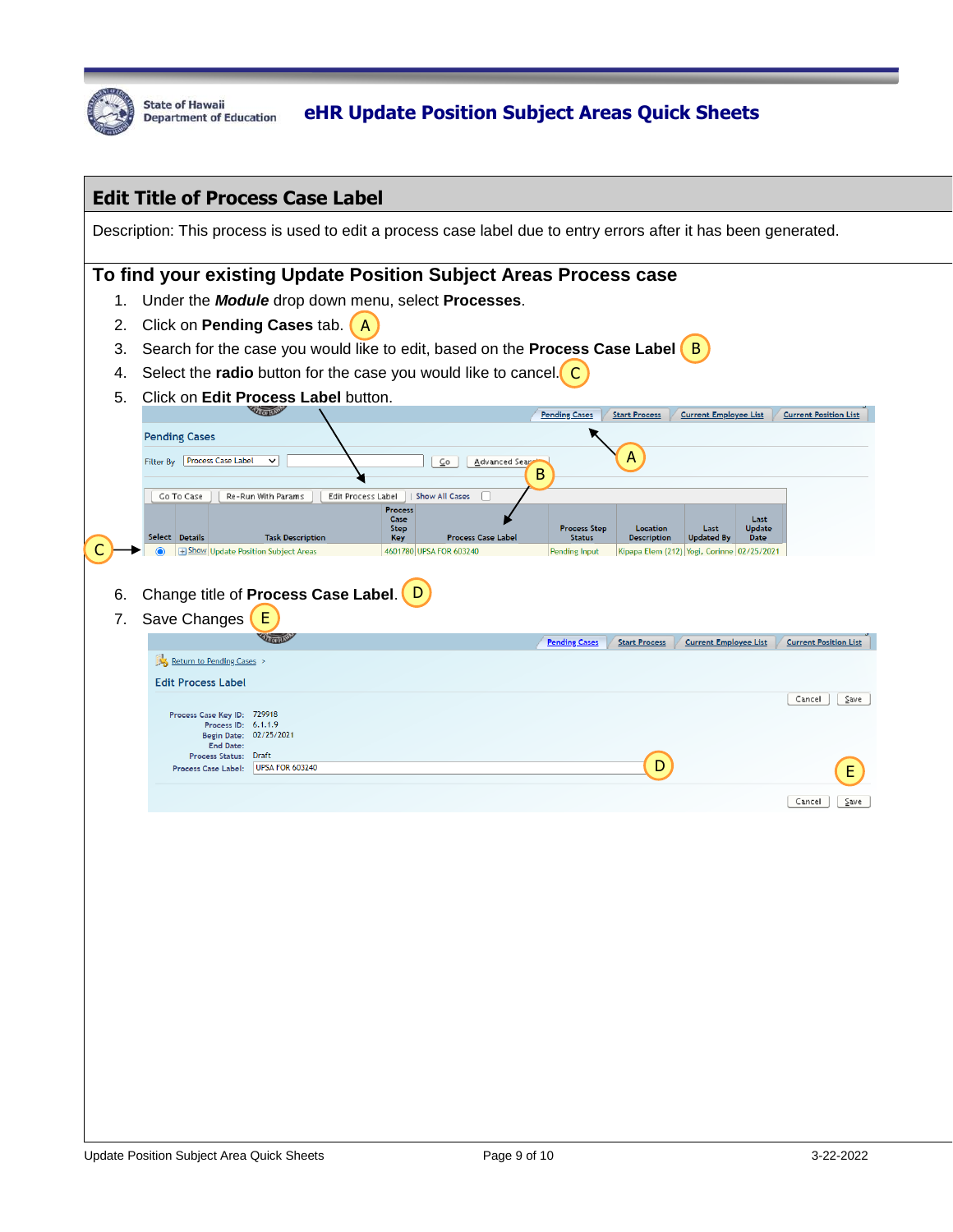## Edit Title of Process Case Label

Description: This process is used to edit a process case label due to entry errors after it has been generated.

### To find your existing Update Position Subject Areas Process case

1. Under the ***Module*** drop down menu, select **Processes**.
2. Click on **Pending Cases** tab. A
3. Search for the case you would like to edit, based on the **Process Case Label** B
4. Select the **radio** button for the case you would like to cancel. C
5. Click on **Edit Process Label** button.

6. Change title of **Process Case Label**. D
7. Save Changes E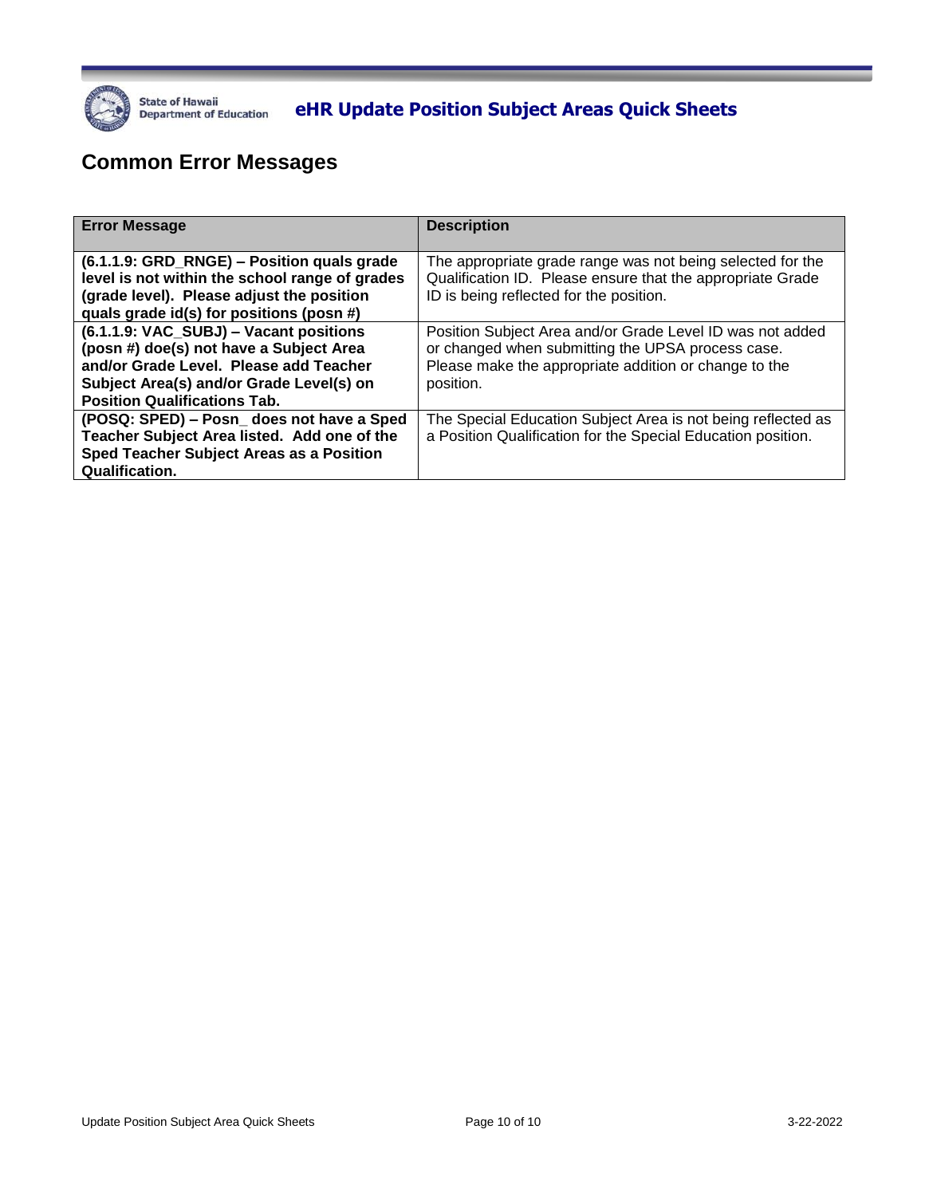## Common Error Messages

| Error Message | Description |
|---|---|
| **(6.1.1.9: GRD_RNGE) – Position quals grade level is not within the school range of grades (grade level). Please adjust the position quals grade id(s) for positions (posn #)** | The appropriate grade range was not being selected for the Qualification ID. Please ensure that the appropriate Grade ID is being reflected for the position. |
| **(6.1.1.9: VAC_SUBJ) – Vacant positions (posn #) doe(s) not have a Subject Area and/or Grade Level. Please add Teacher Subject Area(s) and/or Grade Level(s) on Position Qualifications Tab.** | Position Subject Area and/or Grade Level ID was not added or changed when submitting the UPSA process case. Please make the appropriate addition or change to the position. |
| **(POSQ: SPED) – Posn_ does not have a Sped Teacher Subject Area listed. Add one of the Sped Teacher Subject Areas as a Position Qualification.** | The Special Education Subject Area is not being reflected as a Position Qualification for the Special Education position. |